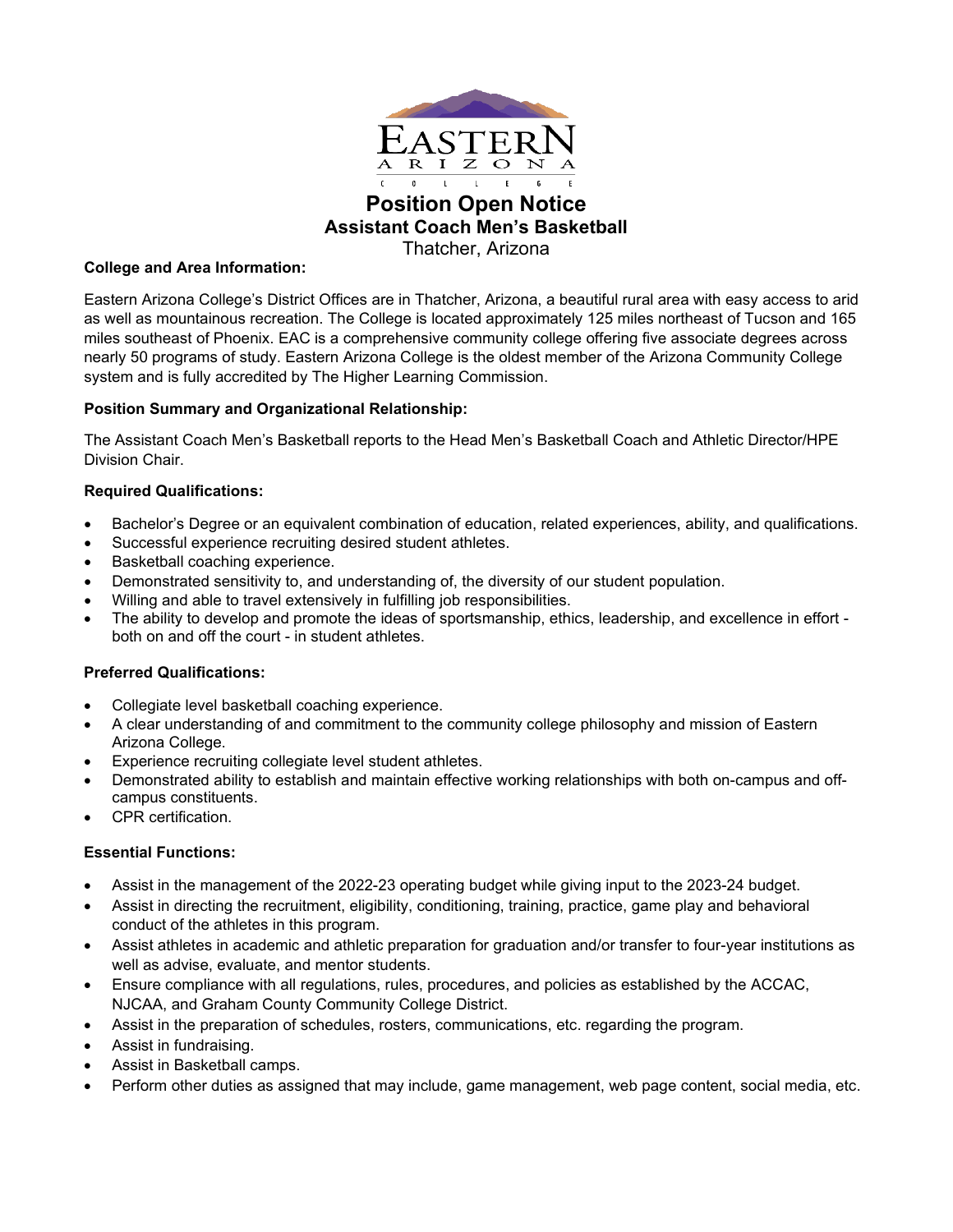# Position Open Notice

## Assistant Coach Men's Basketball

Thatcher, Arizona

**College and Area Information:**

Eastern Arizona College's District Offices are in Thatcher, Arizona, a beautiful rural area with easy access to arid as well as mountainous recreation. The College is located approximately 125 miles northeast of Tucson and 165 miles southeast of Phoenix. EAC is a comprehensive community college offering five associate degrees across nearly 50 programs of study. Eastern Arizona College is the oldest member of the Arizona Community College system and is fully accredited by The Higher Learning Commission.

**Position Summary and Organizational Relationship:**

The Assistant Coach Men's Basketball reports to the Head Men's Basketball Coach and Athletic Director/HPE Division Chair.

**Required Qualifications:**

- Bachelor's Degree or an equivalent combination of education, related experiences, ability, and qualifications.
- Successful experience recruiting desired student athletes.
- Basketball coaching experience.
- Demonstrated sensitivity to, and understanding of, the diversity of our student population.
- Willing and able to travel extensively in fulfilling job responsibilities.
- The ability to develop and promote the ideas of sportsmanship, ethics, leadership, and excellence in effort - both on and off the court - in student athletes.

**Preferred Qualifications:**

- Collegiate level basketball coaching experience.
- A clear understanding of and commitment to the community college philosophy and mission of Eastern Arizona College.
- Experience recruiting collegiate level student athletes.
- Demonstrated ability to establish and maintain effective working relationships with both on-campus and off-campus constituents.
- CPR certification.

**Essential Functions:**

- Assist in the management of the 2022-23 operating budget while giving input to the 2023-24 budget.
- Assist in directing the recruitment, eligibility, conditioning, training, practice, game play and behavioral conduct of the athletes in this program.
- Assist athletes in academic and athletic preparation for graduation and/or transfer to four-year institutions as well as advise, evaluate, and mentor students.
- Ensure compliance with all regulations, rules, procedures, and policies as established by the ACCAC, NJCAA, and Graham County Community College District.
- Assist in the preparation of schedules, rosters, communications, etc. regarding the program.
- Assist in fundraising.
- Assist in Basketball camps.
- Perform other duties as assigned that may include, game management, web page content, social media, etc.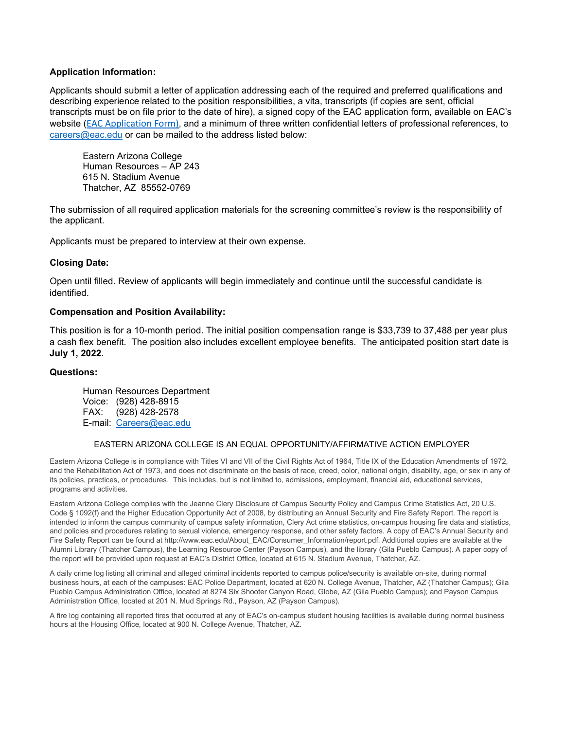**Application Information:**

Applicants should submit a letter of application addressing each of the required and preferred qualifications and describing experience related to the position responsibilities, a vita, transcripts (if copies are sent, official transcripts must be on file prior to the date of hire), a signed copy of the EAC application form, available on EAC's website (EAC Application Form), and a minimum of three written confidential letters of professional references, to careers@eac.edu or can be mailed to the address listed below:

> Eastern Arizona College
> Human Resources – AP 243
> 615 N. Stadium Avenue
> Thatcher, AZ 85552-0769

The submission of all required application materials for the screening committee's review is the responsibility of the applicant.

Applicants must be prepared to interview at their own expense.

**Closing Date:**

Open until filled. Review of applicants will begin immediately and continue until the successful candidate is identified.

**Compensation and Position Availability:**

This position is for a 10-month period. The initial position compensation range is $33,739 to 37,488 per year plus a cash flex benefit. The position also includes excellent employee benefits. The anticipated position start date is **July 1, 2022**.

**Questions:**

> Human Resources Department
> Voice: (928) 428-8915
> FAX: (928) 428-2578
> E-mail: Careers@eac.edu

EASTERN ARIZONA COLLEGE IS AN EQUAL OPPORTUNITY/AFFIRMATIVE ACTION EMPLOYER

Eastern Arizona College is in compliance with Titles VI and VII of the Civil Rights Act of 1964, Title IX of the Education Amendments of 1972, and the Rehabilitation Act of 1973, and does not discriminate on the basis of race, creed, color, national origin, disability, age, or sex in any of its policies, practices, or procedures. This includes, but is not limited to, admissions, employment, financial aid, educational services, programs and activities.

Eastern Arizona College complies with the Jeanne Clery Disclosure of Campus Security Policy and Campus Crime Statistics Act, 20 U.S. Code § 1092(f) and the Higher Education Opportunity Act of 2008, by distributing an Annual Security and Fire Safety Report. The report is intended to inform the campus community of campus safety information, Clery Act crime statistics, on-campus housing fire data and statistics, and policies and procedures relating to sexual violence, emergency response, and other safety factors. A copy of EAC's Annual Security and Fire Safety Report can be found at http://www.eac.edu/About_EAC/Consumer_Information/report.pdf. Additional copies are available at the Alumni Library (Thatcher Campus), the Learning Resource Center (Payson Campus), and the library (Gila Pueblo Campus). A paper copy of the report will be provided upon request at EAC's District Office, located at 615 N. Stadium Avenue, Thatcher, AZ.

A daily crime log listing all criminal and alleged criminal incidents reported to campus police/security is available on-site, during normal business hours, at each of the campuses: EAC Police Department, located at 620 N. College Avenue, Thatcher, AZ (Thatcher Campus); Gila Pueblo Campus Administration Office, located at 8274 Six Shooter Canyon Road, Globe, AZ (Gila Pueblo Campus); and Payson Campus Administration Office, located at 201 N. Mud Springs Rd., Payson, AZ (Payson Campus).

A fire log containing all reported fires that occurred at any of EAC's on-campus student housing facilities is available during normal business hours at the Housing Office, located at 900 N. College Avenue, Thatcher, AZ.